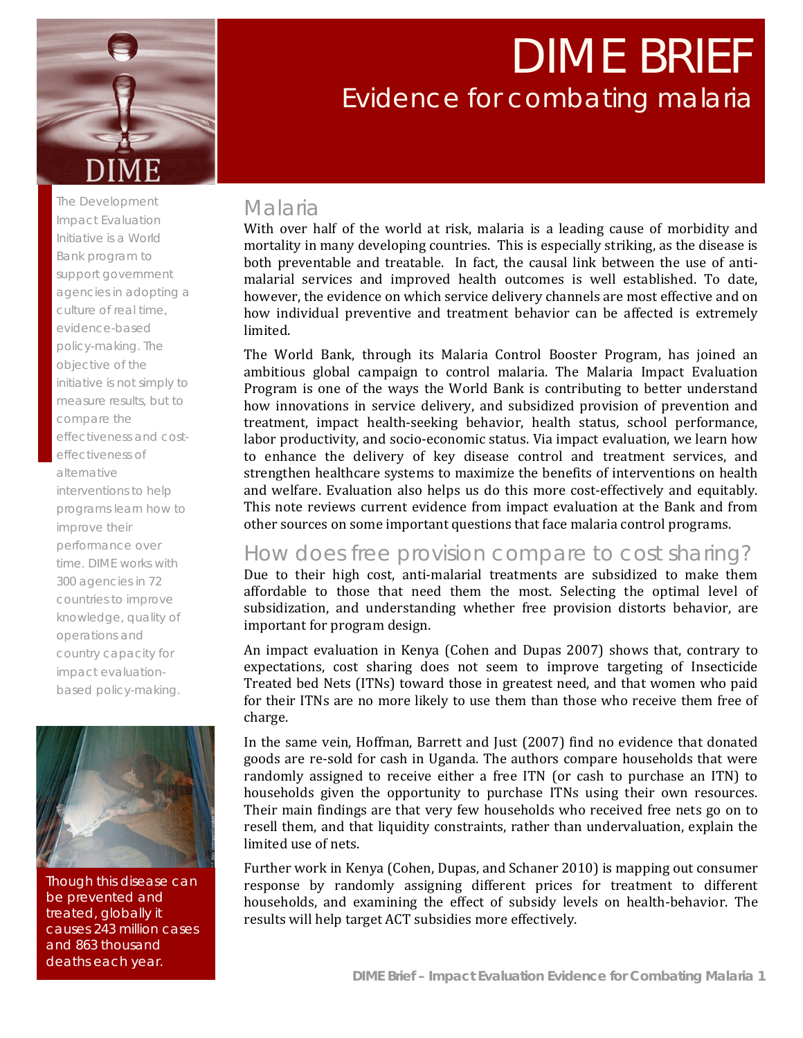# DIME BRIEF

## Evidence for combating malaria

The Development Impact Evaluation Initiative is a World Bank program to support government agencies in adopting a culture of real time, evidence-based policy-making. The objective of the initiative is not simply to measure results, but to compare the effectiveness and cost-effectiveness of alternative interventions to help programs learn how to improve their performance over time. DIME works with 300 agencies in 72 countries to improve knowledge, quality of operations and country capacity for impact evaluation-based policy-making.

Though this disease can be prevented and treated, globally it causes 243 million cases and 863 thousand deaths each year.

## Malaria

With over half of the world at risk, malaria is a leading cause of morbidity and mortality in many developing countries. This is especially striking, as the disease is both preventable and treatable. In fact, the causal link between the use of anti-malarial services and improved health outcomes is well established. To date, however, the evidence on which service delivery channels are most effective and on how individual preventive and treatment behavior can be affected is extremely limited.

The World Bank, through its Malaria Control Booster Program, has joined an ambitious global campaign to control malaria. The Malaria Impact Evaluation Program is one of the ways the World Bank is contributing to better understand how innovations in service delivery, and subsidized provision of prevention and treatment, impact health-seeking behavior, health status, school performance, labor productivity, and socio-economic status. Via impact evaluation, we learn how to enhance the delivery of key disease control and treatment services, and strengthen healthcare systems to maximize the benefits of interventions on health and welfare. Evaluation also helps us do this more cost-effectively and equitably. This note reviews current evidence from impact evaluation at the Bank and from other sources on some important questions that face malaria control programs.

## How does free provision compare to cost sharing?

Due to their high cost, anti-malarial treatments are subsidized to make them affordable to those that need them the most. Selecting the optimal level of subsidization, and understanding whether free provision distorts behavior, are important for program design.

An impact evaluation in Kenya (Cohen and Dupas 2007) shows that, contrary to expectations, cost sharing does not seem to improve targeting of Insecticide Treated bed Nets (ITNs) toward those in greatest need, and that women who paid for their ITNs are no more likely to use them than those who receive them free of charge.

In the same vein, Hoffman, Barrett and Just (2007) find no evidence that donated goods are re-sold for cash in Uganda. The authors compare households that were randomly assigned to receive either a free ITN (or cash to purchase an ITN) to households given the opportunity to purchase ITNs using their own resources. Their main findings are that very few households who received free nets go on to resell them, and that liquidity constraints, rather than undervaluation, explain the limited use of nets.

Further work in Kenya (Cohen, Dupas, and Schaner 2010) is mapping out consumer response by randomly assigning different prices for treatment to different households, and examining the effect of subsidy levels on health-behavior. The results will help target ACT subsidies more effectively.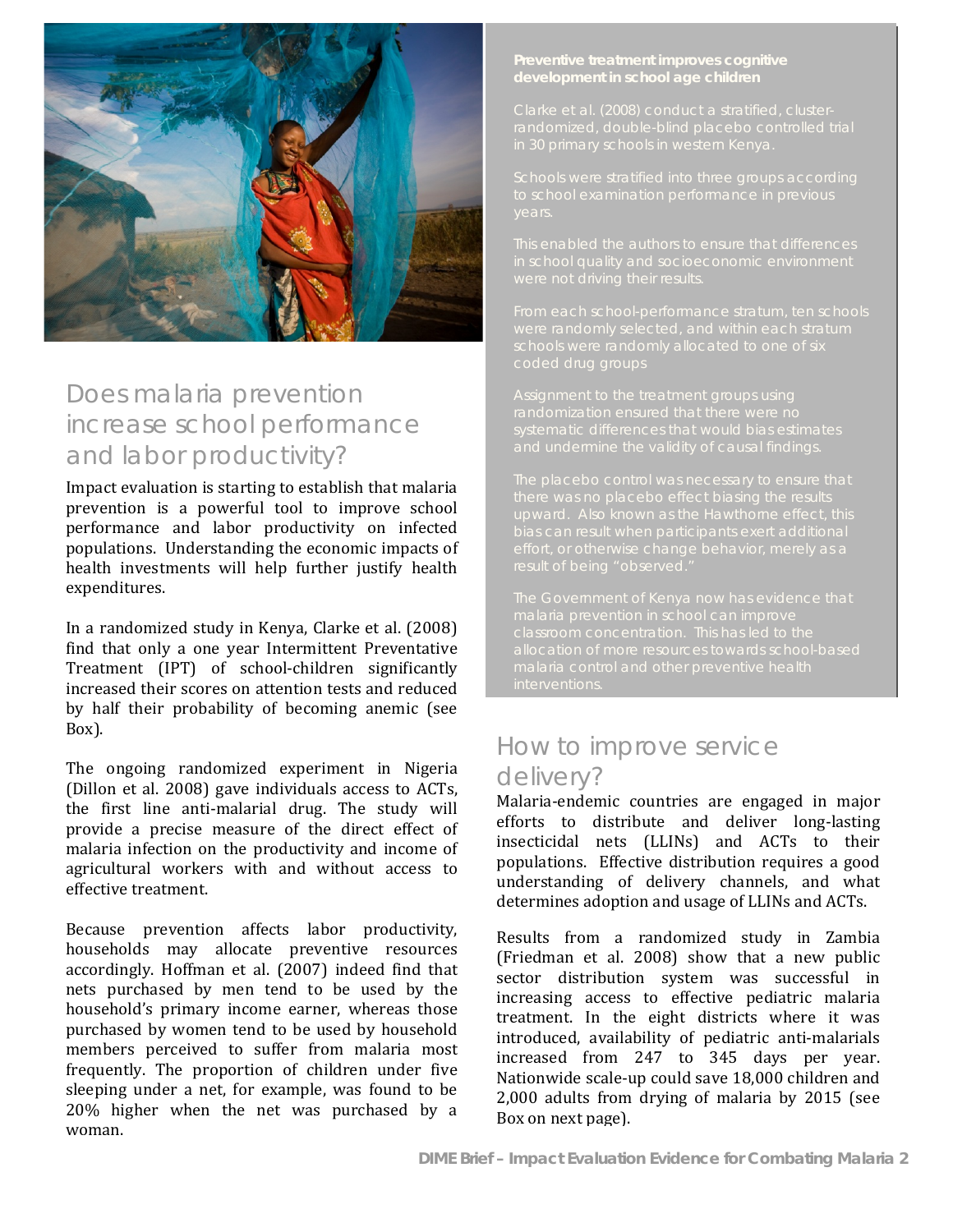## Does malaria prevention increase school performance and labor productivity?

Impact evaluation is starting to establish that malaria prevention is a powerful tool to improve school performance and labor productivity on infected populations. Understanding the economic impacts of health investments will help further justify health expenditures.

In a randomized study in Kenya, Clarke et al. (2008) find that only a one year Intermittent Preventative Treatment (IPT) of school-children significantly increased their scores on attention tests and reduced by half their probability of becoming anemic (see Box).

The ongoing randomized experiment in Nigeria (Dillon et al. 2008) gave individuals access to ACTs, the first line anti-malarial drug. The study will provide a precise measure of the direct effect of malaria infection on the productivity and income of agricultural workers with and without access to effective treatment.

Because prevention affects labor productivity, households may allocate preventive resources accordingly. Hoffman et al. (2007) indeed find that nets purchased by men tend to be used by the household's primary income earner, whereas those purchased by women tend to be used by household members perceived to suffer from malaria most frequently. The proportion of children under five sleeping under a net, for example, was found to be 20% higher when the net was purchased by a woman.

**Preventive treatment improves cognitive development in school age children**

Clarke et al. (2008) conduct a stratified, cluster-randomized, double-blind placebo controlled trial in 30 primary schools in western Kenya.

Schools were stratified into three groups according to school examination performance in previous years.

This enabled the authors to ensure that differences in school quality and socioeconomic environment were not driving their results.

From each school-performance stratum, ten schools were randomly selected, and within each stratum schools were randomly allocated to one of six coded drug groups

Assignment to the treatment groups using randomization ensured that there were no systematic differences that would bias estimates and undermine the validity of causal findings.

The placebo control was necessary to ensure that there was no placebo effect biasing the results upward. Also known as the Hawthorne effect, this bias can result when participants exert additional effort, or otherwise change behavior, merely as a result of being "observed."

The Government of Kenya now has evidence that malaria prevention in school can improve classroom concentration. This has led to the allocation of more resources towards school-based malaria control and other preventive health interventions.

## How to improve service delivery?

Malaria-endemic countries are engaged in major efforts to distribute and deliver long-lasting insecticidal nets (LLINs) and ACTs to their populations. Effective distribution requires a good understanding of delivery channels, and what determines adoption and usage of LLINs and ACTs.

Results from a randomized study in Zambia (Friedman et al. 2008) show that a new public sector distribution system was successful in increasing access to effective pediatric malaria treatment. In the eight districts where it was introduced, availability of pediatric anti-malarials increased from 247 to 345 days per year. Nationwide scale-up could save 18,000 children and 2,000 adults from drying of malaria by 2015 (see Box on next page).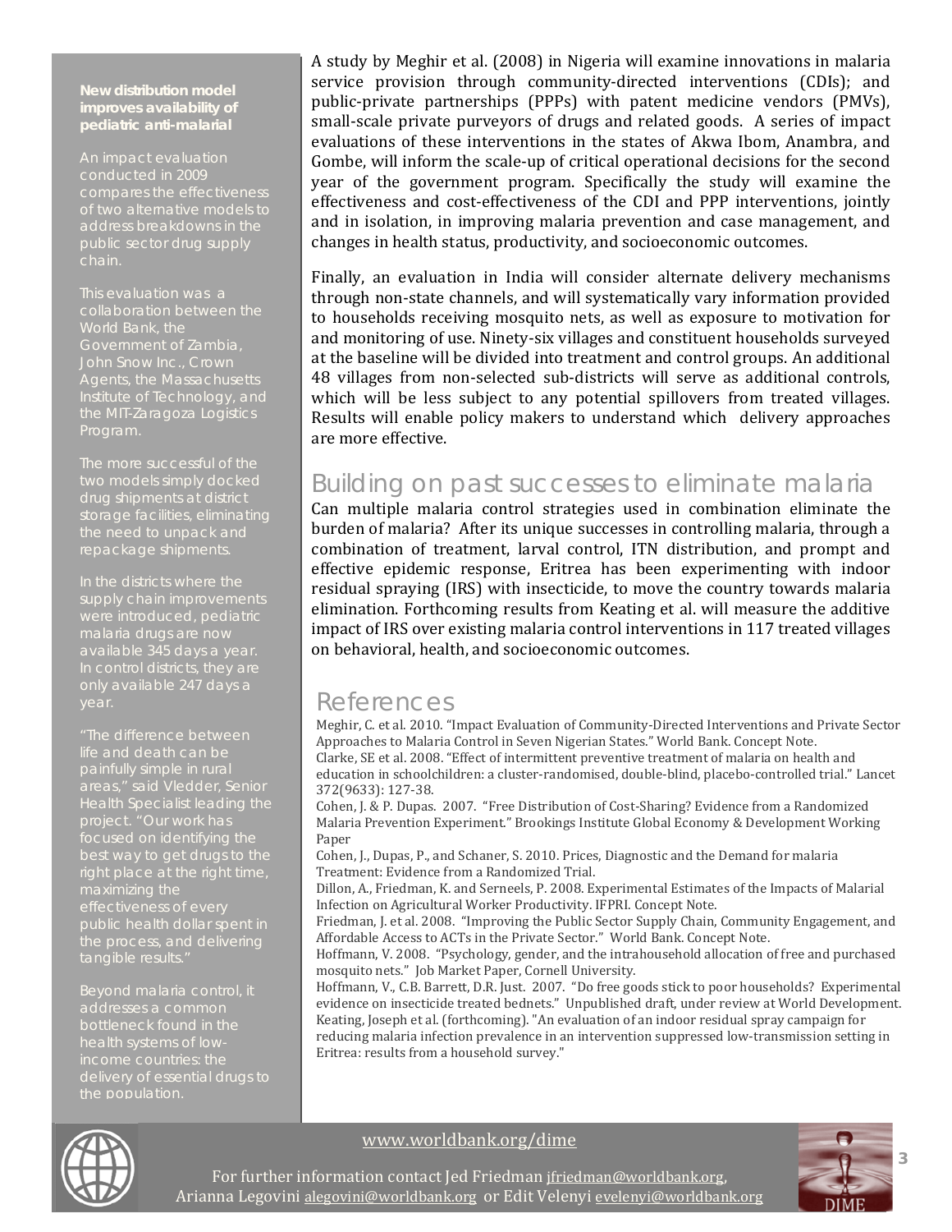**New distribution model improves availability of pediatric anti-malarial**

An impact evaluation conducted in 2009 compares the effectiveness of two alternative models to address breakdowns in the public sector drug supply chain.

This evaluation was a collaboration between the World Bank, the Government of Zambia, John Snow Inc., Crown Agents, the Massachusetts Institute of Technology, and the MIT-Zaragoza Logistics Program.

The more successful of the two models simply docked drug shipments at district storage facilities, eliminating the need to unpack and repackage shipments.

In the districts where the supply chain improvements were introduced, pediatric malaria drugs are now available 345 days a year. In control districts, they are only available 247 days a year.

"The difference between life and death can be painfully simple in rural areas," said Vledder, Senior Health Specialist leading the project. "Our work has focused on identifying the best way to get drugs to the right place at the right time, maximizing the effectiveness of every public health dollar spent in the process, and delivering tangible results."

Beyond malaria control, it addresses a common bottleneck found in the health systems of low-income countries: the delivery of essential drugs to the population.

A study by Meghir et al. (2008) in Nigeria will examine innovations in malaria service provision through community-directed interventions (CDIs); and public-private partnerships (PPPs) with patent medicine vendors (PMVs), small-scale private purveyors of drugs and related goods. A series of impact evaluations of these interventions in the states of Akwa Ibom, Anambra, and Gombe, will inform the scale-up of critical operational decisions for the second year of the government program. Specifically the study will examine the effectiveness and cost-effectiveness of the CDI and PPP interventions, jointly and in isolation, in improving malaria prevention and case management, and changes in health status, productivity, and socioeconomic outcomes.

Finally, an evaluation in India will consider alternate delivery mechanisms through non-state channels, and will systematically vary information provided to households receiving mosquito nets, as well as exposure to motivation for and monitoring of use. Ninety-six villages and constituent households surveyed at the baseline will be divided into treatment and control groups. An additional 48 villages from non-selected sub-districts will serve as additional controls, which will be less subject to any potential spillovers from treated villages. Results will enable policy makers to understand which delivery approaches are more effective.

## Building on past successes to eliminate malaria

Can multiple malaria control strategies used in combination eliminate the burden of malaria? After its unique successes in controlling malaria, through a combination of treatment, larval control, ITN distribution, and prompt and effective epidemic response, Eritrea has been experimenting with indoor residual spraying (IRS) with insecticide, to move the country towards malaria elimination. Forthcoming results from Keating et al. will measure the additive impact of IRS over existing malaria control interventions in 117 treated villages on behavioral, health, and socioeconomic outcomes.

## References

Meghir, C. et al. 2010. "Impact Evaluation of Community-Directed Interventions and Private Sector Approaches to Malaria Control in Seven Nigerian States." World Bank. Concept Note.

Clarke, SE et al. 2008. "Effect of intermittent preventive treatment of malaria on health and education in schoolchildren: a cluster-randomised, double-blind, placebo-controlled trial." Lancet 372(9633): 127-38.

Cohen, J. & P. Dupas. 2007. "Free Distribution of Cost-Sharing? Evidence from a Randomized Malaria Prevention Experiment." Brookings Institute Global Economy & Development Working Paper

Cohen, J., Dupas, P., and Schaner, S. 2010. Prices, Diagnostic and the Demand for malaria Treatment: Evidence from a Randomized Trial.

Dillon, A., Friedman, K. and Serneels, P. 2008. Experimental Estimates of the Impacts of Malarial Infection on Agricultural Worker Productivity. IFPRI. Concept Note.

Friedman, J. et al. 2008. "Improving the Public Sector Supply Chain, Community Engagement, and Affordable Access to ACTs in the Private Sector." World Bank. Concept Note.

Hoffmann, V. 2008. "Psychology, gender, and the intrahousehold allocation of free and purchased mosquito nets." Job Market Paper, Cornell University.

Hoffmann, V., C.B. Barrett, D.R. Just. 2007. "Do free goods stick to poor households? Experimental evidence on insecticide treated bednets." Unpublished draft, under review at World Development.

Keating, Joseph et al. (forthcoming). "An evaluation of an indoor residual spray campaign for reducing malaria infection prevalence in an intervention suppressed low-transmission setting in Eritrea: results from a household survey."

www.worldbank.org/dime

For further information contact Jed Friedman jfriedman@worldbank.org, Arianna Legovini alegovini@worldbank.org or Edit Velenyi evelenyi@worldbank.org